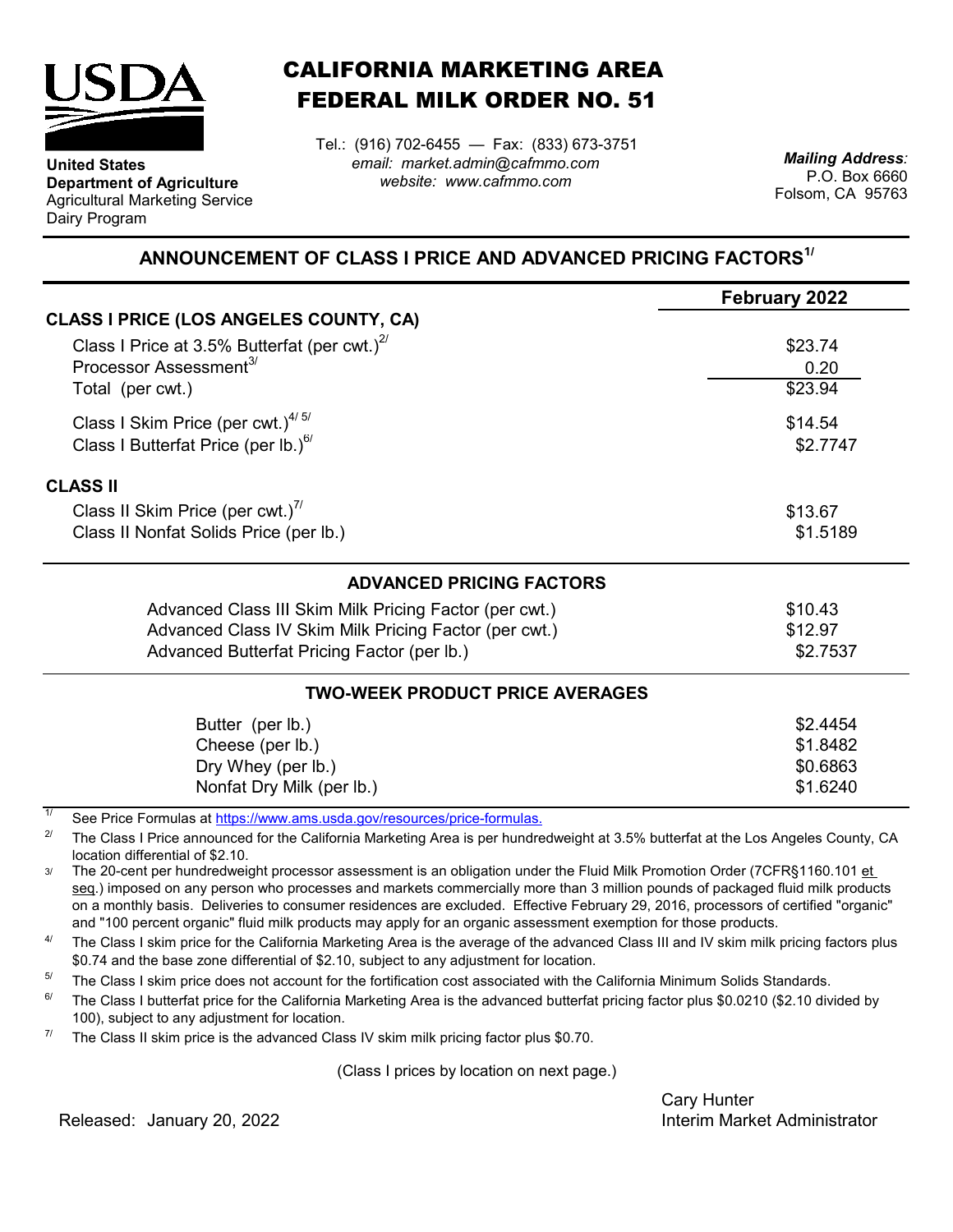**United States Department of Agriculture**
Agricultural Marketing Service
Dairy Program

# CALIFORNIA MARKETING AREA FEDERAL MILK ORDER NO. 51

Tel.: (916) 702-6455 — Fax: (833) 673-3751
*email: market.admin@cafmmo.com*
*website: www.cafmmo.com*

*Mailing Address:*
P.O. Box 6660
Folsom, CA 95763

## ANNOUNCEMENT OF CLASS I PRICE AND ADVANCED PRICING FACTORS[1/]

| | February 2022 |
|---|---|
| **CLASS I PRICE (LOS ANGELES COUNTY, CA)** | |
| Class I Price at 3.5% Butterfat (per cwt.)[2/] | $23.74 |
| Processor Assessment[3/] | 0.20 |
| Total (per cwt.) | $23.94 |
| Class I Skim Price (per cwt.)[4/ 5/] | $14.54 |
| Class I Butterfat Price (per lb.)[6/] | $2.7747 |
| **CLASS II** | |
| Class II Skim Price (per cwt.)[7/] | $13.67 |
| Class II Nonfat Solids Price (per lb.) | $1.5189 |

### ADVANCED PRICING FACTORS

| | |
|---|---|
| Advanced Class III Skim Milk Pricing Factor (per cwt.) | $10.43 |
| Advanced Class IV Skim Milk Pricing Factor (per cwt.) | $12.97 |
| Advanced Butterfat Pricing Factor (per lb.) | $2.7537 |

### TWO-WEEK PRODUCT PRICE AVERAGES

| | |
|---|---|
| Butter (per lb.) | $2.4454 |
| Cheese (per lb.) | $1.8482 |
| Dry Whey (per lb.) | $0.6863 |
| Nonfat Dry Milk (per lb.) | $1.6240 |

1/ See Price Formulas at https://www.ams.usda.gov/resources/price-formulas.

2/ The Class I Price announced for the California Marketing Area is per hundredweight at 3.5% butterfat at the Los Angeles County, CA location differential of $2.10.

3/ The 20-cent per hundredweight processor assessment is an obligation under the Fluid Milk Promotion Order (7CFR§1160.101 et seq.) imposed on any person who processes and markets commercially more than 3 million pounds of packaged fluid milk products on a monthly basis. Deliveries to consumer residences are excluded. Effective February 29, 2016, processors of certified "organic" and "100 percent organic" fluid milk products may apply for an organic assessment exemption for those products.

4/ The Class I skim price for the California Marketing Area is the average of the advanced Class III and IV skim milk pricing factors plus $0.74 and the base zone differential of $2.10, subject to any adjustment for location.

5/ The Class I skim price does not account for the fortification cost associated with the California Minimum Solids Standards.

6/ The Class I butterfat price for the California Marketing Area is the advanced butterfat pricing factor plus $0.0210 ($2.10 divided by 100), subject to any adjustment for location.

7/ The Class II skim price is the advanced Class IV skim milk pricing factor plus $0.70.

(Class I prices by location on next page.)

Released: January 20, 2022

Cary Hunter
Interim Market Administrator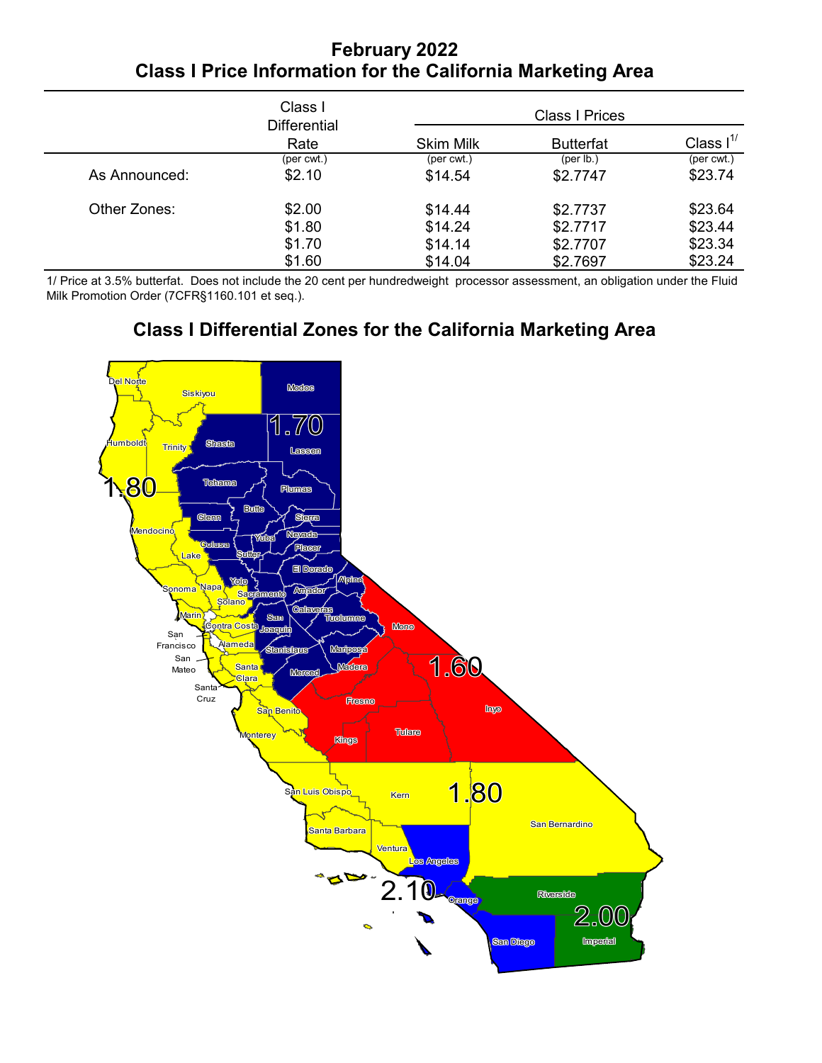# February 2022
# Class I Price Information for the California Marketing Area

| | Class I Differential Rate | Class I Prices | | |
|---|---|---|---|---|
| | | Skim Milk | Butterfat | Class I[1/] |
| | (per cwt.) | (per cwt.) | (per lb.) | (per cwt.) |
| As Announced: | $2.10 | $14.54 | $2.7747 | $23.74 |
| Other Zones: | $2.00 | $14.44 | $2.7737 | $23.64 |
| | $1.80 | $14.24 | $2.7717 | $23.44 |
| | $1.70 | $14.14 | $2.7707 | $23.34 |
| | $1.60 | $14.04 | $2.7697 | $23.24 |

1/ Price at 3.5% butterfat. Does not include the 20 cent per hundredweight processor assessment, an obligation under the Fluid Milk Promotion Order (7CFR§1160.101 et seq.).

## Class I Differential Zones for the California Marketing Area

Del Norte
Siskiyou
Modoc
1.70
Humboldt
Trinity
Shasta
Lassen
1.80
Tehama
Plumas
Butte
Glenn
Sierra
Mendocino
Nevada
Colusa
Yuba
Placer
Lake
Sutter
El Dorado
Yolo
Alpine
Sonoma
Napa
Sacramento
Amador
Solano
Calaveras
Marin
San Joaquin
Tuolumne
Mono
Contra Costa
San Francisco
Alameda
Stanislaus
Mariposa
San Mateo
Santa Clara
Madera
1.60
Merced
Santa Cruz
Fresno
San Benito
Inyo
Tulare
Monterey
Kings
Kern
1.80
San Luis Obispo
San Bernardino
Santa Barbara
Ventura
Los Angeles
2.10
Orange
Riverside
2.00
San Diego
Imperial